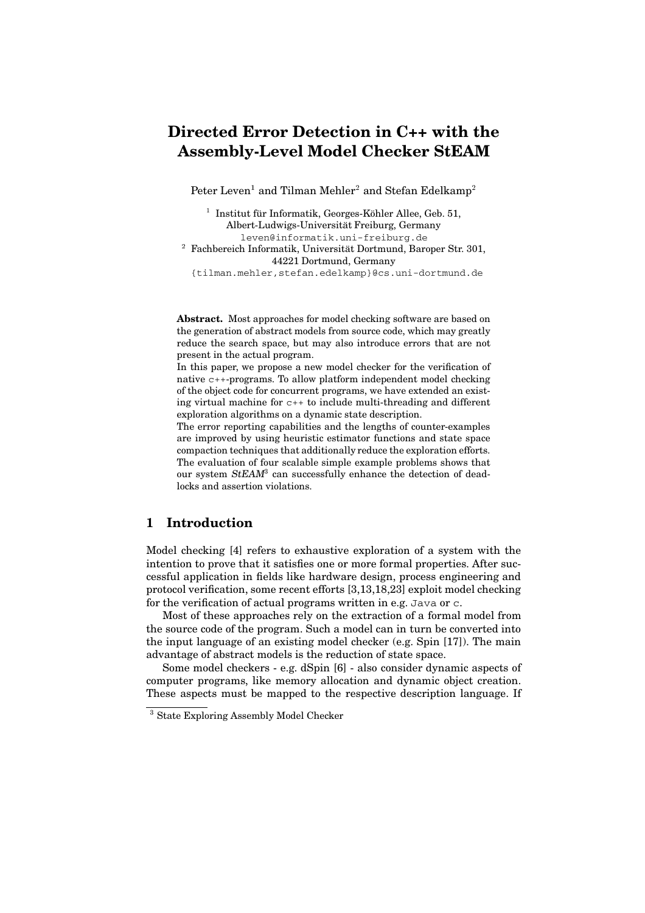# Directed Error Detection in C++ with the Assembly-Level Model Checker StEAM

Peter Leven[1] and Tilman Mehler[2] and Stefan Edelkamp[2]

[1] Institut für Informatik, Georges-Köhler Allee, Geb. 51, Albert-Ludwigs-Universität Freiburg, Germany
leven@informatik.uni-freiburg.de

[2] Fachbereich Informatik, Universität Dortmund, Baroper Str. 301, 44221 Dortmund, Germany
{tilman.mehler,stefan.edelkamp}@cs.uni-dortmund.de

**Abstract.** Most approaches for model checking software are based on the generation of abstract models from source code, which may greatly reduce the search space, but may also introduce errors that are not present in the actual program.

In this paper, we propose a new model checker for the verification of native c++-programs. To allow platform independent model checking of the object code for concurrent programs, we have extended an existing virtual machine for c++ to include multi-threading and different exploration algorithms on a dynamic state description.

The error reporting capabilities and the lengths of counter-examples are improved by using heuristic estimator functions and state space compaction techniques that additionally reduce the exploration efforts. The evaluation of four scalable simple example problems shows that our system *StEAM*[3] can successfully enhance the detection of deadlocks and assertion violations.

## 1 Introduction

Model checking [4] refers to exhaustive exploration of a system with the intention to prove that it satisfies one or more formal properties. After successful application in fields like hardware design, process engineering and protocol verification, some recent efforts [3,13,18,23] exploit model checking for the verification of actual programs written in e.g. Java or c.

Most of these approaches rely on the extraction of a formal model from the source code of the program. Such a model can in turn be converted into the input language of an existing model checker (e.g. Spin [17]). The main advantage of abstract models is the reduction of state space.

Some model checkers - e.g. dSpin [6] - also consider dynamic aspects of computer programs, like memory allocation and dynamic object creation. These aspects must be mapped to the respective description language. If

[3] State Exploring Assembly Model Checker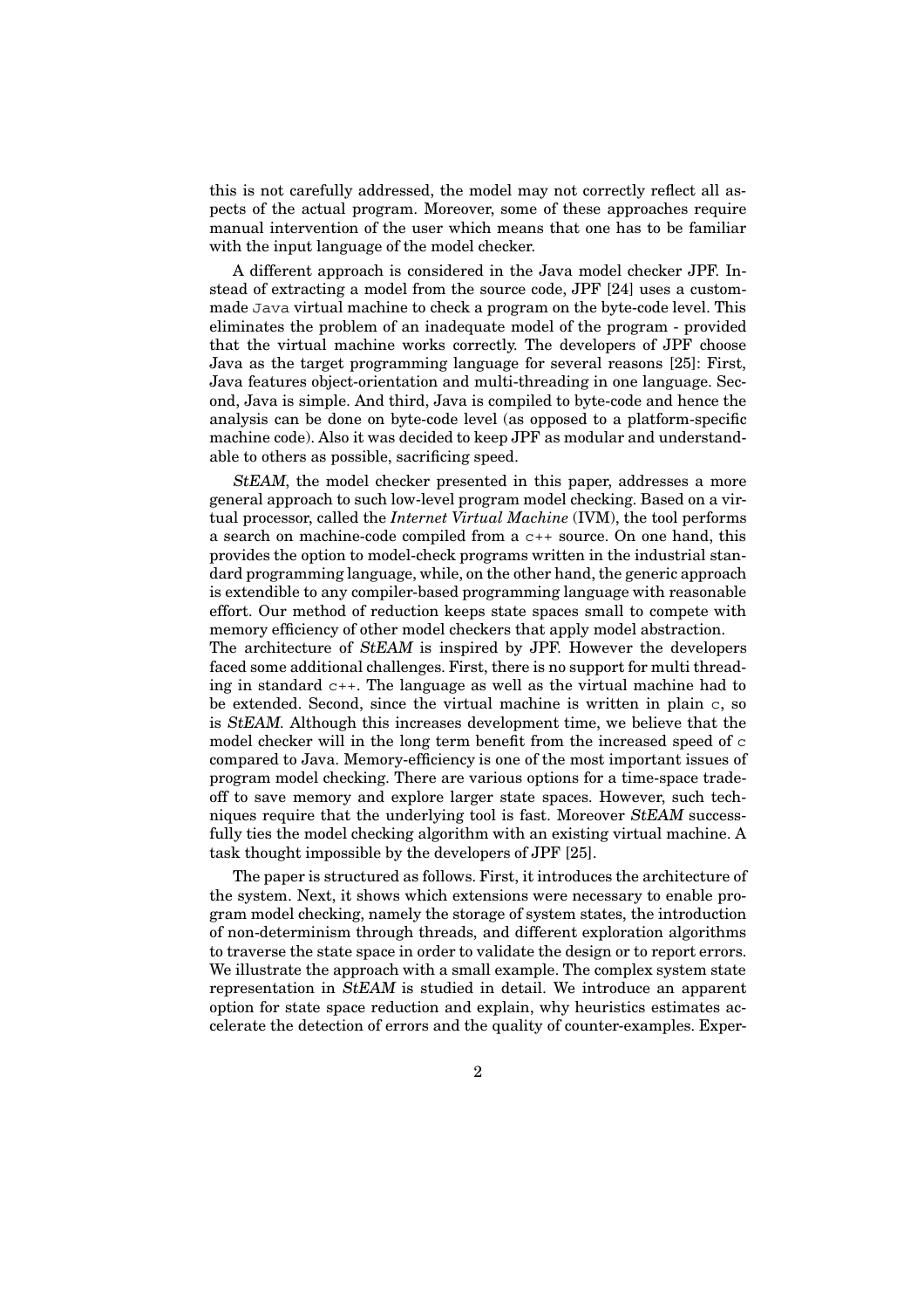this is not carefully addressed, the model may not correctly reflect all aspects of the actual program. Moreover, some of these approaches require manual intervention of the user which means that one has to be familiar with the input language of the model checker.

A different approach is considered in the Java model checker JPF. Instead of extracting a model from the source code, JPF [24] uses a custom-made `Java` virtual machine to check a program on the byte-code level. This eliminates the problem of an inadequate model of the program - provided that the virtual machine works correctly. The developers of JPF choose Java as the target programming language for several reasons [25]: First, Java features object-orientation and multi-threading in one language. Second, Java is simple. And third, Java is compiled to byte-code and hence the analysis can be done on byte-code level (as opposed to a platform-specific machine code). Also it was decided to keep JPF as modular and understandable to others as possible, sacrificing speed.

*StEAM*, the model checker presented in this paper, addresses a more general approach to such low-level program model checking. Based on a virtual processor, called the *Internet Virtual Machine* (IVM), the tool performs a search on machine-code compiled from a `c++` source. On one hand, this provides the option to model-check programs written in the industrial standard programming language, while, on the other hand, the generic approach is extendible to any compiler-based programming language with reasonable effort. Our method of reduction keeps state spaces small to compete with memory efficiency of other model checkers that apply model abstraction.
The architecture of *StEAM* is inspired by JPF. However the developers faced some additional challenges. First, there is no support for multi threading in standard `c++`. The language as well as the virtual machine had to be extended. Second, since the virtual machine is written in plain `c`, so is *StEAM*. Although this increases development time, we believe that the model checker will in the long term benefit from the increased speed of `c` compared to Java. Memory-efficiency is one of the most important issues of program model checking. There are various options for a time-space tradeoff to save memory and explore larger state spaces. However, such techniques require that the underlying tool is fast. Moreover *StEAM* successfully ties the model checking algorithm with an existing virtual machine. A task thought impossible by the developers of JPF [25].

The paper is structured as follows. First, it introduces the architecture of the system. Next, it shows which extensions were necessary to enable program model checking, namely the storage of system states, the introduction of non-determinism through threads, and different exploration algorithms to traverse the state space in order to validate the design or to report errors. We illustrate the approach with a small example. The complex system state representation in *StEAM* is studied in detail. We introduce an apparent option for state space reduction and explain, why heuristics estimates accelerate the detection of errors and the quality of counter-examples. Exper-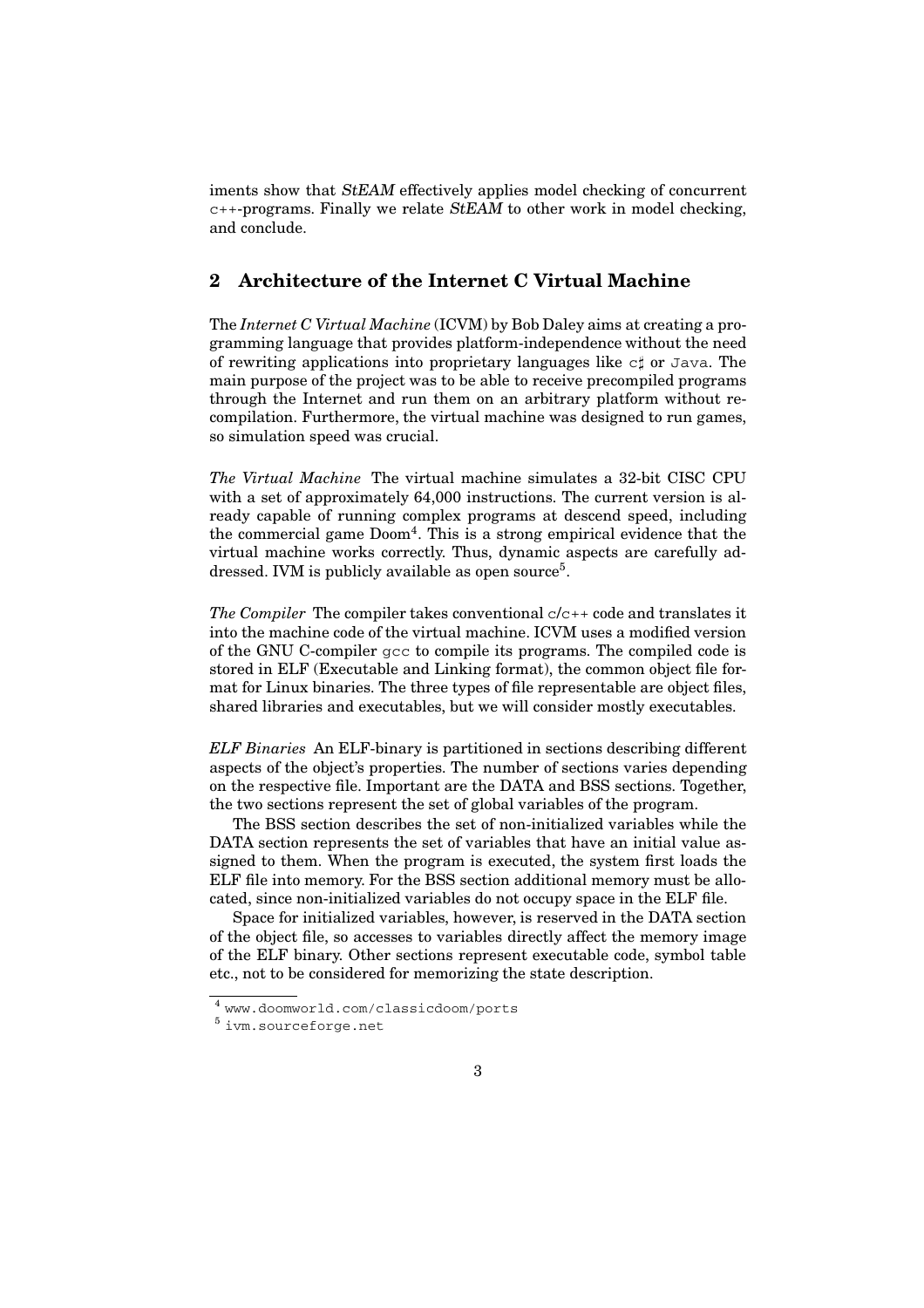iments show that *StEAM* effectively applies model checking of concurrent c++-programs. Finally we relate *StEAM* to other work in model checking, and conclude.

## 2 Architecture of the Internet C Virtual Machine

The *Internet C Virtual Machine* (ICVM) by Bob Daley aims at creating a programming language that provides platform-independence without the need of rewriting applications into proprietary languages like c♯ or Java. The main purpose of the project was to be able to receive precompiled programs through the Internet and run them on an arbitrary platform without recompilation. Furthermore, the virtual machine was designed to run games, so simulation speed was crucial.

*The Virtual Machine* The virtual machine simulates a 32-bit CISC CPU with a set of approximately 64,000 instructions. The current version is already capable of running complex programs at descend speed, including the commercial game Doom[4]. This is a strong empirical evidence that the virtual machine works correctly. Thus, dynamic aspects are carefully addressed. IVM is publicly available as open source[5].

*The Compiler* The compiler takes conventional c/c++ code and translates it into the machine code of the virtual machine. ICVM uses a modified version of the GNU C-compiler gcc to compile its programs. The compiled code is stored in ELF (Executable and Linking format), the common object file format for Linux binaries. The three types of file representable are object files, shared libraries and executables, but we will consider mostly executables.

*ELF Binaries* An ELF-binary is partitioned in sections describing different aspects of the object's properties. The number of sections varies depending on the respective file. Important are the DATA and BSS sections. Together, the two sections represent the set of global variables of the program.

The BSS section describes the set of non-initialized variables while the DATA section represents the set of variables that have an initial value assigned to them. When the program is executed, the system first loads the ELF file into memory. For the BSS section additional memory must be allocated, since non-initialized variables do not occupy space in the ELF file.

Space for initialized variables, however, is reserved in the DATA section of the object file, so accesses to variables directly affect the memory image of the ELF binary. Other sections represent executable code, symbol table etc., not to be considered for memorizing the state description.

[4] www.doomworld.com/classicdoom/ports

[5] ivm.sourceforge.net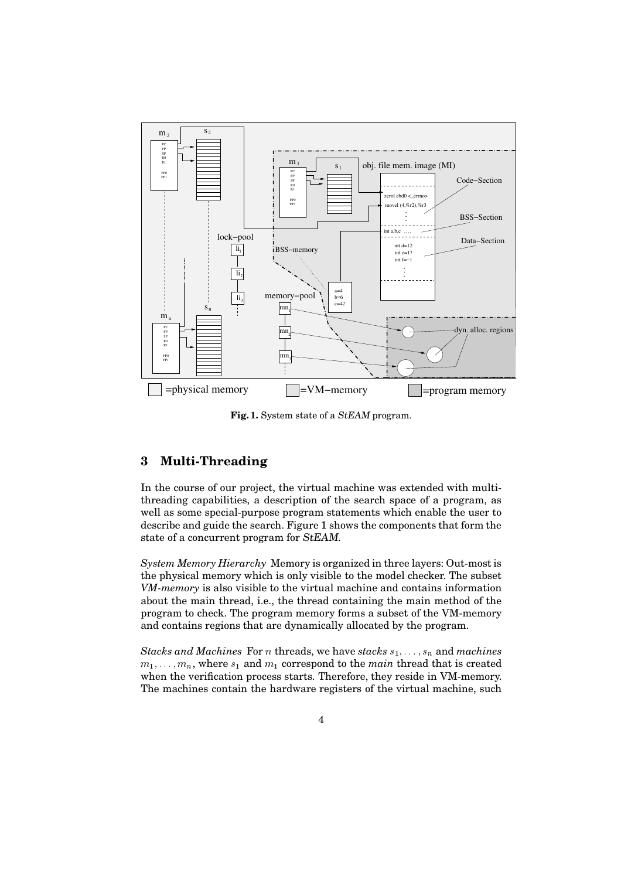**Fig. 1.** System state of a *StEAM* program.

## 3 Multi-Threading

In the course of our project, the virtual machine was extended with multi-threading capabilities, a description of the search space of a program, as well as some special-purpose program statements which enable the user to describe and guide the search. Figure 1 shows the components that form the state of a concurrent program for *StEAM*.

*System Memory Hierarchy* Memory is organized in three layers: Out-most is the physical memory which is only visible to the model checker. The subset *VM-memory* is also visible to the virtual machine and contains information about the main thread, i.e., the thread containing the main method of the program to check. The program memory forms a subset of the VM-memory and contains regions that are dynamically allocated by the program.

*Stacks and Machines* For $n$ threads, we have *stacks* $s_1, \ldots, s_n$ and *machines* $m_1, \ldots, m_n$, where $s_1$ and $m_1$ correspond to the *main* thread that is created when the verification process starts. Therefore, they reside in VM-memory. The machines contain the hardware registers of the virtual machine, such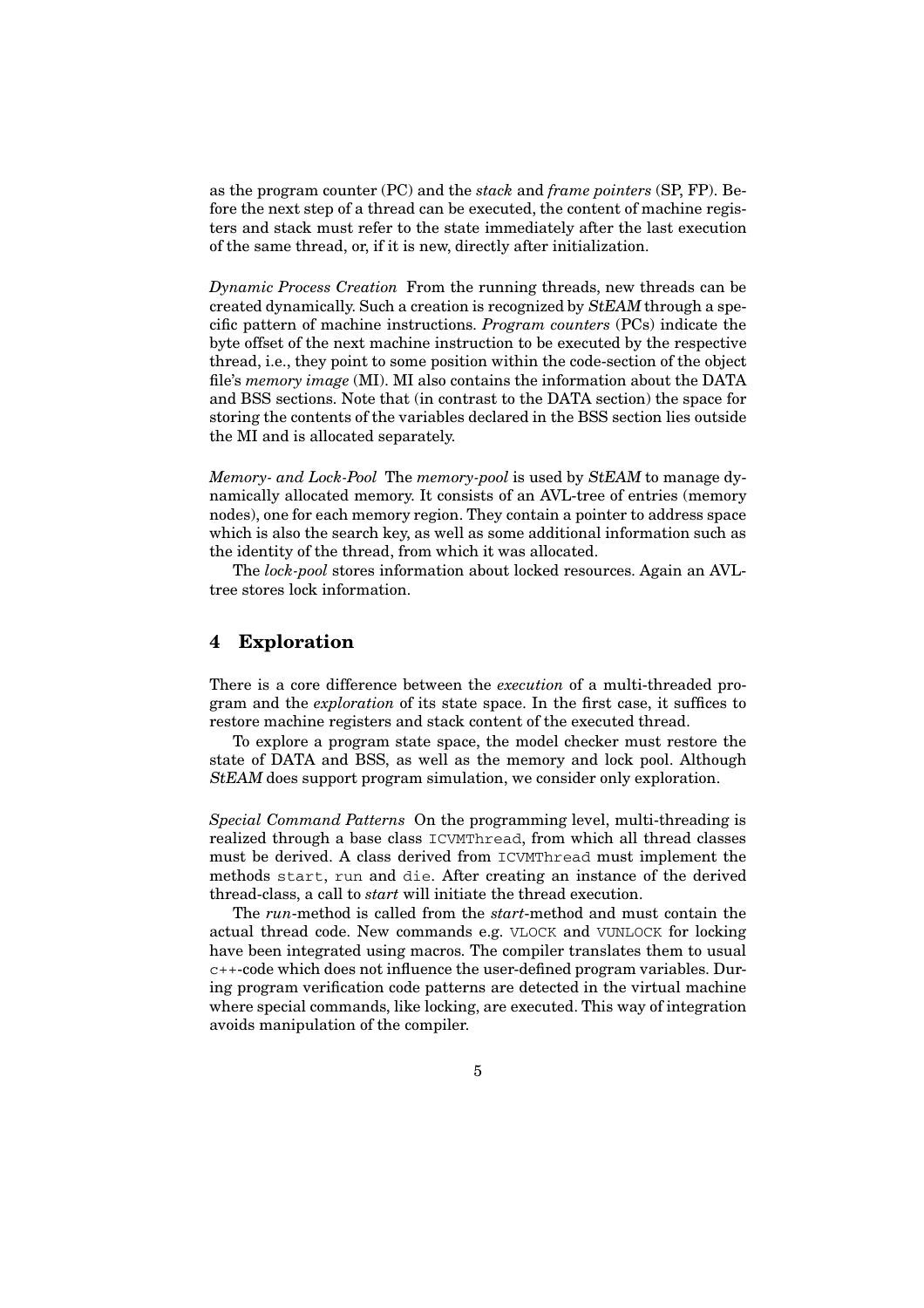as the program counter (PC) and the *stack* and *frame pointers* (SP, FP). Before the next step of a thread can be executed, the content of machine registers and stack must refer to the state immediately after the last execution of the same thread, or, if it is new, directly after initialization.

*Dynamic Process Creation* From the running threads, new threads can be created dynamically. Such a creation is recognized by *StEAM* through a specific pattern of machine instructions. *Program counters* (PCs) indicate the byte offset of the next machine instruction to be executed by the respective thread, i.e., they point to some position within the code-section of the object file's *memory image* (MI). MI also contains the information about the DATA and BSS sections. Note that (in contrast to the DATA section) the space for storing the contents of the variables declared in the BSS section lies outside the MI and is allocated separately.

*Memory- and Lock-Pool* The *memory-pool* is used by *StEAM* to manage dynamically allocated memory. It consists of an AVL-tree of entries (memory nodes), one for each memory region. They contain a pointer to address space which is also the search key, as well as some additional information such as the identity of the thread, from which it was allocated.

The *lock-pool* stores information about locked resources. Again an AVL-tree stores lock information.

## 4 Exploration

There is a core difference between the *execution* of a multi-threaded program and the *exploration* of its state space. In the first case, it suffices to restore machine registers and stack content of the executed thread.

To explore a program state space, the model checker must restore the state of DATA and BSS, as well as the memory and lock pool. Although *StEAM* does support program simulation, we consider only exploration.

*Special Command Patterns* On the programming level, multi-threading is realized through a base class `ICVMThread`, from which all thread classes must be derived. A class derived from `ICVMThread` must implement the methods `start`, `run` and `die`. After creating an instance of the derived thread-class, a call to *start* will initiate the thread execution.

The *run*-method is called from the *start*-method and must contain the actual thread code. New commands e.g. `VLOCK` and `VUNLOCK` for locking have been integrated using macros. The compiler translates them to usual c++-code which does not influence the user-defined program variables. During program verification code patterns are detected in the virtual machine where special commands, like locking, are executed. This way of integration avoids manipulation of the compiler.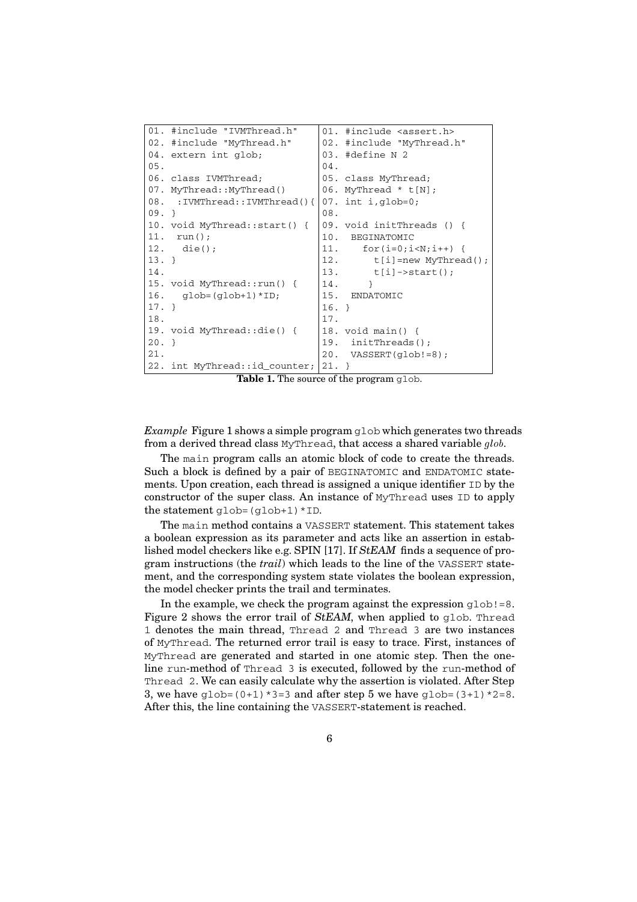| | |
|---|---|
| `01. #include "IVMThread.h"` | `01. #include <assert.h>` |
| `02. #include "MyThread.h"` | `02. #include "MyThread.h"` |
| `04. extern int glob;` | `03. #define N 2` |
| `05.` | `04.` |
| `06. class IVMThread;` | `05. class MyThread;` |
| `07. MyThread::MyThread()` | `06. MyThread * t[N];` |
| `08.  :IVMThread::IVMThread(){` | `07. int i,glob=0;` |
| `09. }` | `08.` |
| `10. void MyThread::start() {` | `09. void initThreads () {` |
| `11.  run();` | `10.  BEGINATOMIC` |
| `12.   die();` | `11.    for(i=0;i<N;i++) {` |
| `13. }` | `12.      t[i]=new MyThread();` |
| `14.` | `13.      t[i]->start();` |
| `15. void MyThread::run() {` | `14.     }` |
| `16.   glob=(glob+1)*ID;` | `15.  ENDATOMIC` |
| `17. }` | `16. }` |
| `18.` | `17.` |
| `19. void MyThread::die() {` | `18. void main() {` |
| `20. }` | `19.  initThreads();` |
| `21.` | `20.  VASSERT(glob!=8);` |
| `22. int MyThread::id_counter;` | `21. }` |

**Table 1.** The source of the program `glob`.

*Example* Figure 1 shows a simple program `glob` which generates two threads from a derived thread class `MyThread`, that access a shared variable *glob*.

The `main` program calls an atomic block of code to create the threads. Such a block is defined by a pair of `BEGINATOMIC` and `ENDATOMIC` statements. Upon creation, each thread is assigned a unique identifier `ID` by the constructor of the super class. An instance of `MyThread` uses `ID` to apply the statement `glob=(glob+1)*ID`.

The `main` method contains a `VASSERT` statement. This statement takes a boolean expression as its parameter and acts like an assertion in established model checkers like e.g. SPIN [17]. If *StEAM* finds a sequence of program instructions (the *trail*) which leads to the line of the `VASSERT` statement, and the corresponding system state violates the boolean expression, the model checker prints the trail and terminates.

In the example, we check the program against the expression `glob!=8`. Figure 2 shows the error trail of *StEAM*, when applied to `glob`. `Thread 1` denotes the main thread, `Thread 2` and `Thread 3` are two instances of `MyThread`. The returned error trail is easy to trace. First, instances of `MyThread` are generated and started in one atomic step. Then the one-line `run`-method of `Thread 3` is executed, followed by the `run`-method of `Thread 2`. We can easily calculate why the assertion is violated. After Step 3, we have `glob=(0+1)*3=3` and after step 5 we have `glob=(3+1)*2=8`. After this, the line containing the `VASSERT`-statement is reached.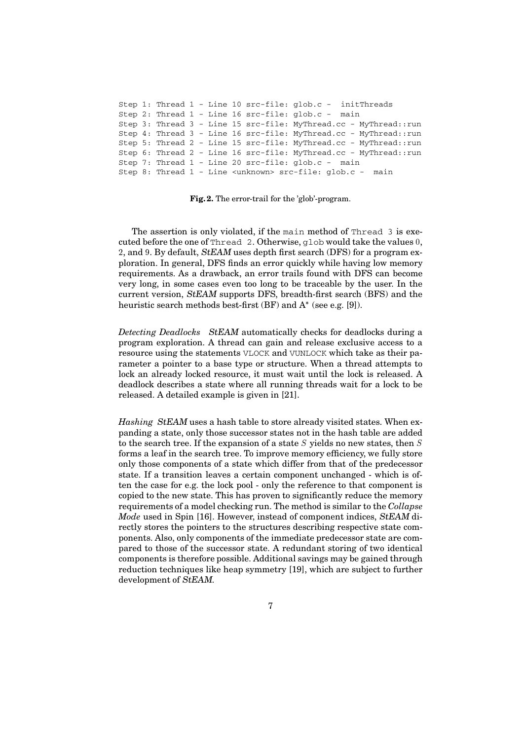```
Step 1: Thread 1 - Line 10 src-file: glob.c -  initThreads
Step 2: Thread 1 - Line 16 src-file: glob.c -  main
Step 3: Thread 3 - Line 15 src-file: MyThread.cc - MyThread::run
Step 4: Thread 3 - Line 16 src-file: MyThread.cc - MyThread::run
Step 5: Thread 2 - Line 15 src-file: MyThread.cc - MyThread::run
Step 6: Thread 2 - Line 16 src-file: MyThread.cc - MyThread::run
Step 7: Thread 1 - Line 20 src-file: glob.c -  main
Step 8: Thread 1 - Line <unknown> src-file: glob.c -  main
```

**Fig. 2.** The error-trail for the 'glob'-program.

The assertion is only violated, if the `main` method of `Thread 3` is executed before the one of `Thread 2`. Otherwise, `glob` would take the values 0, 2, and 9. By default, *StEAM* uses depth first search (DFS) for a program exploration. In general, DFS finds an error quickly while having low memory requirements. As a drawback, an error trails found with DFS can become very long, in some cases even too long to be traceable by the user. In the current version, *StEAM* supports DFS, breadth-first search (BFS) and the heuristic search methods best-first (BF) and A* (see e.g. [9]).

*Detecting Deadlocks* *StEAM* automatically checks for deadlocks during a program exploration. A thread can gain and release exclusive access to a resource using the statements `VLOCK` and `VUNLOCK` which take as their parameter a pointer to a base type or structure. When a thread attempts to lock an already locked resource, it must wait until the lock is released. A deadlock describes a state where all running threads wait for a lock to be released. A detailed example is given in [21].

*Hashing* *StEAM* uses a hash table to store already visited states. When expanding a state, only those successor states not in the hash table are added to the search tree. If the expansion of a state $S$ yields no new states, then $S$ forms a leaf in the search tree. To improve memory efficiency, we fully store only those components of a state which differ from that of the predecessor state. If a transition leaves a certain component unchanged - which is often the case for e.g. the lock pool - only the reference to that component is copied to the new state. This has proven to significantly reduce the memory requirements of a model checking run. The method is similar to the *Collapse Mode* used in Spin [16]. However, instead of component indices, *StEAM* directly stores the pointers to the structures describing respective state components. Also, only components of the immediate predecessor state are compared to those of the successor state. A redundant storing of two identical components is therefore possible. Additional savings may be gained through reduction techniques like heap symmetry [19], which are subject to further development of *StEAM*.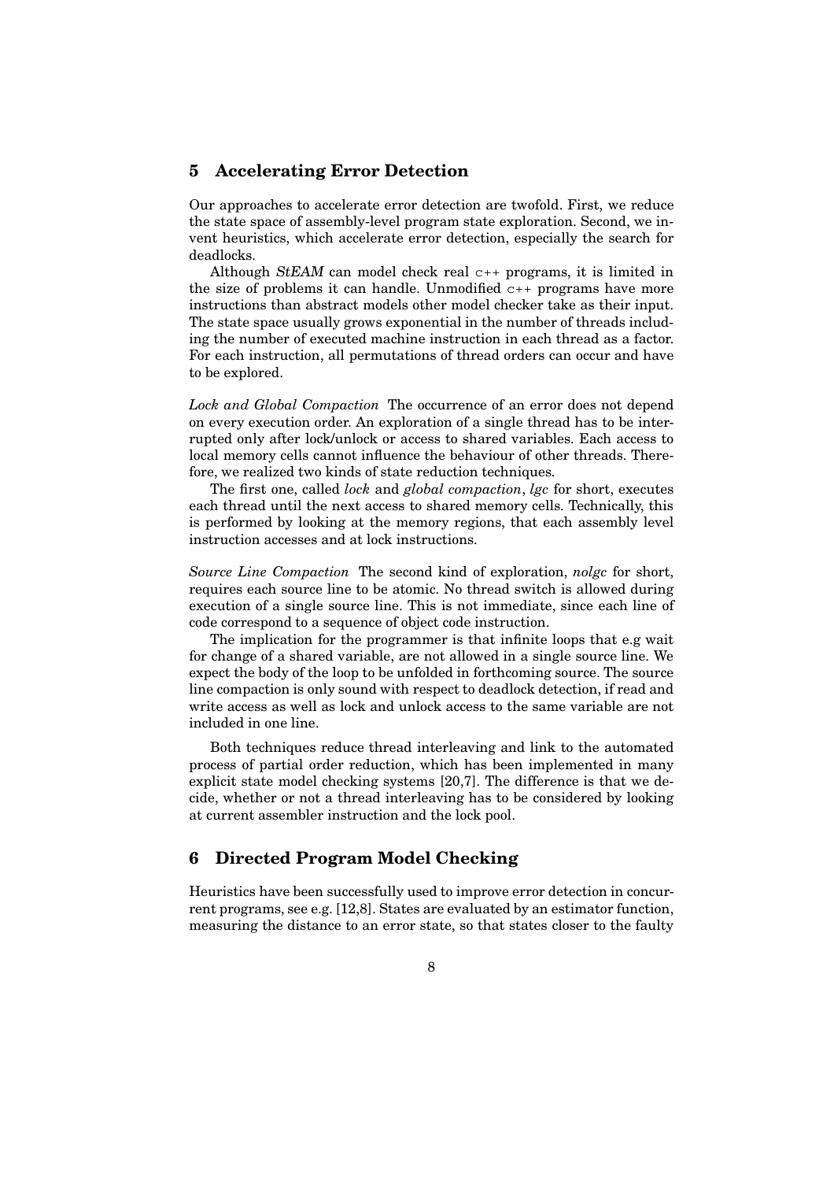## 5 Accelerating Error Detection

Our approaches to accelerate error detection are twofold. First, we reduce the state space of assembly-level program state exploration. Second, we invent heuristics, which accelerate error detection, especially the search for deadlocks.

Although *StEAM* can model check real C++ programs, it is limited in the size of problems it can handle. Unmodified C++ programs have more instructions than abstract models other model checker take as their input. The state space usually grows exponential in the number of threads including the number of executed machine instruction in each thread as a factor. For each instruction, all permutations of thread orders can occur and have to be explored.

*Lock and Global Compaction* The occurrence of an error does not depend on every execution order. An exploration of a single thread has to be interrupted only after lock/unlock or access to shared variables. Each access to local memory cells cannot influence the behaviour of other threads. Therefore, we realized two kinds of state reduction techniques.

The first one, called *lock* and *global compaction*, *lgc* for short, executes each thread until the next access to shared memory cells. Technically, this is performed by looking at the memory regions, that each assembly level instruction accesses and at lock instructions.

*Source Line Compaction* The second kind of exploration, *nolgc* for short, requires each source line to be atomic. No thread switch is allowed during execution of a single source line. This is not immediate, since each line of code correspond to a sequence of object code instruction.

The implication for the programmer is that infinite loops that e.g wait for change of a shared variable, are not allowed in a single source line. We expect the body of the loop to be unfolded in forthcoming source. The source line compaction is only sound with respect to deadlock detection, if read and write access as well as lock and unlock access to the same variable are not included in one line.

Both techniques reduce thread interleaving and link to the automated process of partial order reduction, which has been implemented in many explicit state model checking systems [20,7]. The difference is that we decide, whether or not a thread interleaving has to be considered by looking at current assembler instruction and the lock pool.

## 6 Directed Program Model Checking

Heuristics have been successfully used to improve error detection in concurrent programs, see e.g. [12,8]. States are evaluated by an estimator function, measuring the distance to an error state, so that states closer to the faulty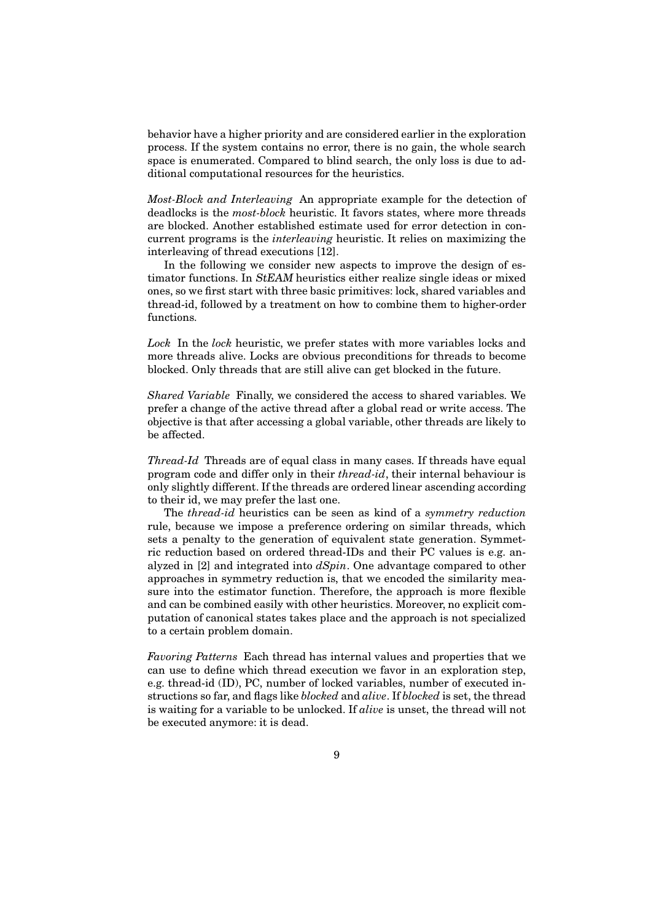behavior have a higher priority and are considered earlier in the exploration process. If the system contains no error, there is no gain, the whole search space is enumerated. Compared to blind search, the only loss is due to additional computational resources for the heuristics.

*Most-Block and Interleaving* An appropriate example for the detection of deadlocks is the *most-block* heuristic. It favors states, where more threads are blocked. Another established estimate used for error detection in concurrent programs is the *interleaving* heuristic. It relies on maximizing the interleaving of thread executions [12].

In the following we consider new aspects to improve the design of estimator functions. In *StEAM* heuristics either realize single ideas or mixed ones, so we first start with three basic primitives: lock, shared variables and thread-id, followed by a treatment on how to combine them to higher-order functions.

*Lock* In the *lock* heuristic, we prefer states with more variables locks and more threads alive. Locks are obvious preconditions for threads to become blocked. Only threads that are still alive can get blocked in the future.

*Shared Variable* Finally, we considered the access to shared variables. We prefer a change of the active thread after a global read or write access. The objective is that after accessing a global variable, other threads are likely to be affected.

*Thread-Id* Threads are of equal class in many cases. If threads have equal program code and differ only in their *thread-id*, their internal behaviour is only slightly different. If the threads are ordered linear ascending according to their id, we may prefer the last one.

The *thread-id* heuristics can be seen as kind of a *symmetry reduction* rule, because we impose a preference ordering on similar threads, which sets a penalty to the generation of equivalent state generation. Symmetric reduction based on ordered thread-IDs and their PC values is e.g. analyzed in [2] and integrated into *dSpin*. One advantage compared to other approaches in symmetry reduction is, that we encoded the similarity measure into the estimator function. Therefore, the approach is more flexible and can be combined easily with other heuristics. Moreover, no explicit computation of canonical states takes place and the approach is not specialized to a certain problem domain.

*Favoring Patterns* Each thread has internal values and properties that we can use to define which thread execution we favor in an exploration step, e.g. thread-id (ID), PC, number of locked variables, number of executed instructions so far, and flags like *blocked* and *alive*. If *blocked* is set, the thread is waiting for a variable to be unlocked. If *alive* is unset, the thread will not be executed anymore: it is dead.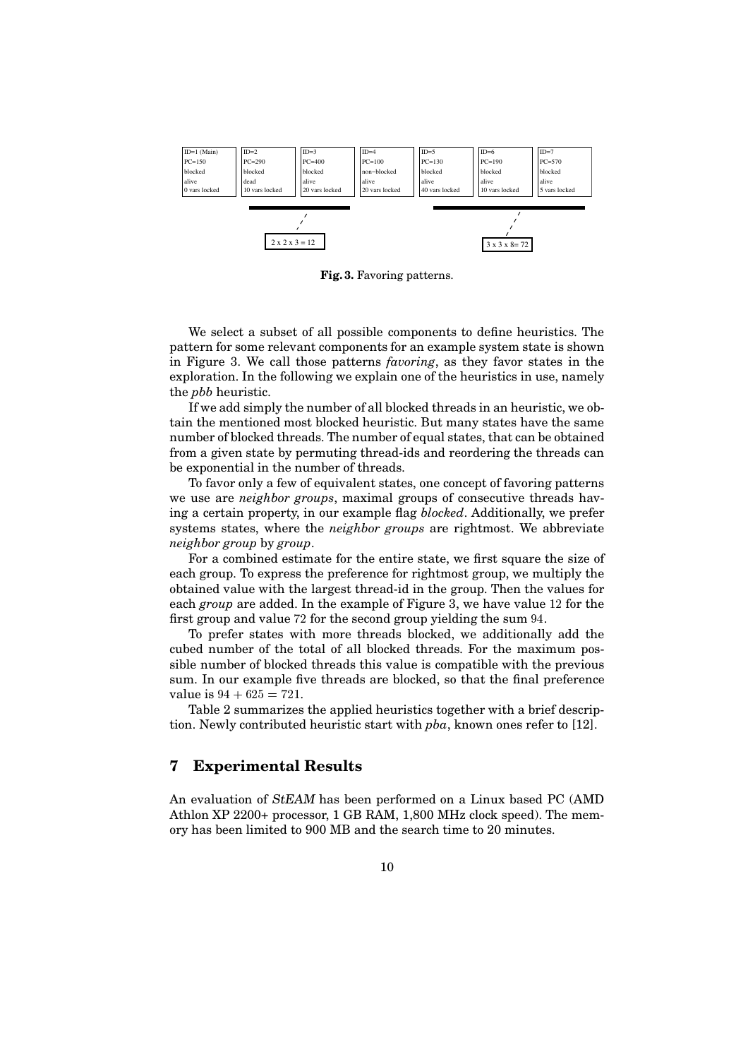ID=1 (Main) PC=150 blocked alive 0 vars locked

ID=2 PC=290 blocked dead 10 vars locked

ID=3 PC=400 blocked alive 20 vars locked

ID=4 PC=100 non−blocked alive 20 vars locked

ID=5 PC=130 blocked alive 40 vars locked

ID=6 PC=190 blocked alive 10 vars locked

ID=7 PC=570 blocked alive 5 vars locked

2 x 2 x 3 = 12

3 x 3 x 8= 72

**Fig. 3.** Favoring patterns.

We select a subset of all possible components to define heuristics. The pattern for some relevant components for an example system state is shown in Figure 3. We call those patterns *favoring*, as they favor states in the exploration. In the following we explain one of the heuristics in use, namely the *pbb* heuristic.

If we add simply the number of all blocked threads in an heuristic, we obtain the mentioned most blocked heuristic. But many states have the same number of blocked threads. The number of equal states, that can be obtained from a given state by permuting thread-ids and reordering the threads can be exponential in the number of threads.

To favor only a few of equivalent states, one concept of favoring patterns we use are *neighbor groups*, maximal groups of consecutive threads having a certain property, in our example flag *blocked*. Additionally, we prefer systems states, where the *neighbor groups* are rightmost. We abbreviate *neighbor group* by *group*.

For a combined estimate for the entire state, we first square the size of each group. To express the preference for rightmost group, we multiply the obtained value with the largest thread-id in the group. Then the values for each *group* are added. In the example of Figure 3, we have value 12 for the first group and value 72 for the second group yielding the sum 94.

To prefer states with more threads blocked, we additionally add the cubed number of the total of all blocked threads. For the maximum possible number of blocked threads this value is compatible with the previous sum. In our example five threads are blocked, so that the final preference value is $94 + 625 = 721$.

Table 2 summarizes the applied heuristics together with a brief description. Newly contributed heuristic start with *pba*, known ones refer to [12].

## 7 Experimental Results

An evaluation of *StEAM* has been performed on a Linux based PC (AMD Athlon XP 2200+ processor, 1 GB RAM, 1,800 MHz clock speed). The memory has been limited to 900 MB and the search time to 20 minutes.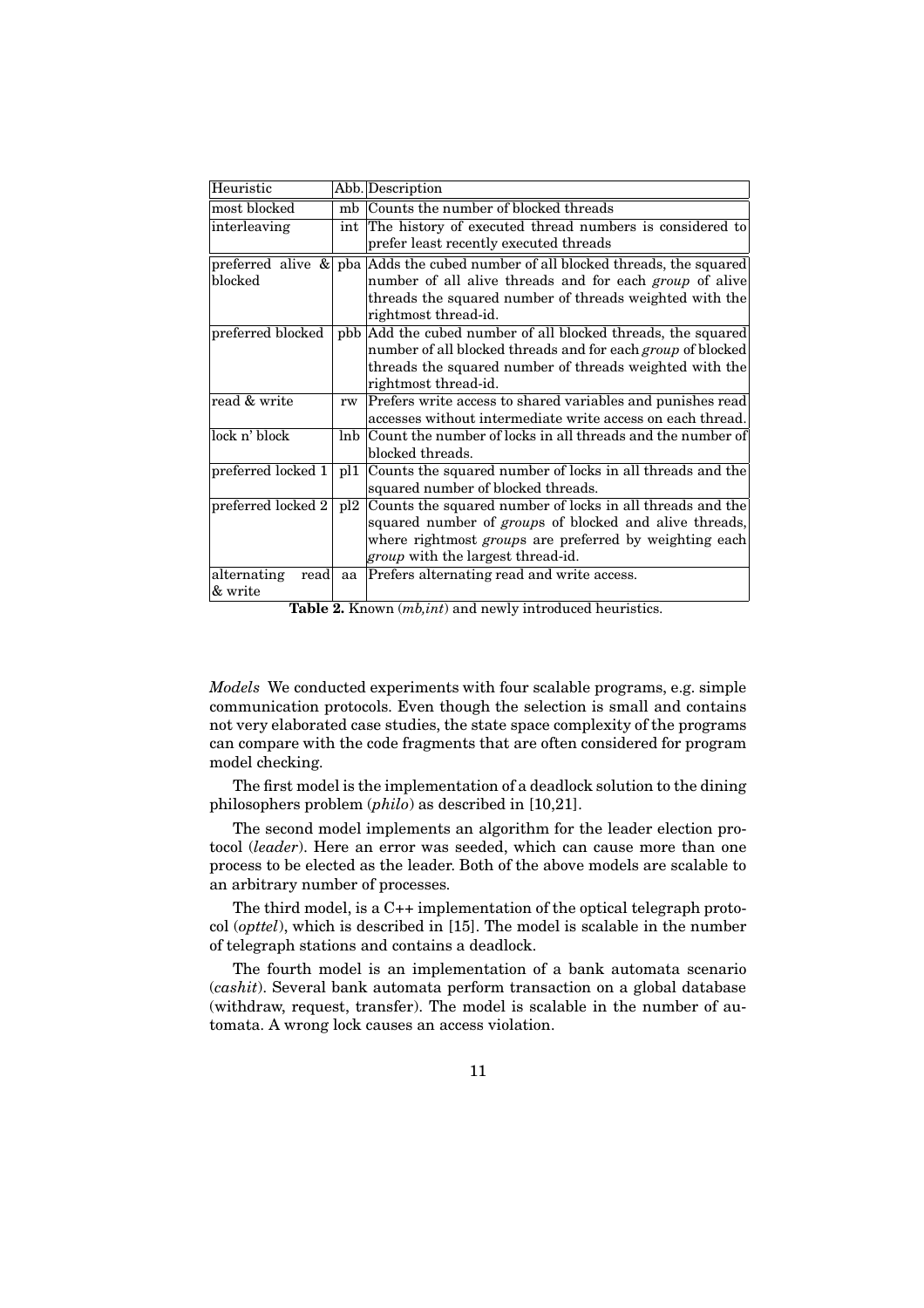| Heuristic | Abb. | Description |
|---|---|---|
| most blocked | mb | Counts the number of blocked threads |
| interleaving | int | The history of executed thread numbers is considered to prefer least recently executed threads |
| preferred alive & blocked | pba | Adds the cubed number of all blocked threads, the squared number of all alive threads and for each *group* of alive threads the squared number of threads weighted with the rightmost thread-id. |
| preferred blocked | pbb | Add the cubed number of all blocked threads, the squared number of all blocked threads and for each *group* of blocked threads the squared number of threads weighted with the rightmost thread-id. |
| read & write | rw | Prefers write access to shared variables and punishes read accesses without intermediate write access on each thread. |
| lock n' block | lnb | Count the number of locks in all threads and the number of blocked threads. |
| preferred locked 1 | pl1 | Counts the squared number of locks in all threads and the squared number of blocked threads. |
| preferred locked 2 | pl2 | Counts the squared number of locks in all threads and the squared number of *group*s of blocked and alive threads, where rightmost *group*s are preferred by weighting each *group* with the largest thread-id. |
| alternating read & write | aa | Prefers alternating read and write access. |

**Table 2.** Known (*mb,int*) and newly introduced heuristics.

*Models* We conducted experiments with four scalable programs, e.g. simple communication protocols. Even though the selection is small and contains not very elaborated case studies, the state space complexity of the programs can compare with the code fragments that are often considered for program model checking.

The first model is the implementation of a deadlock solution to the dining philosophers problem (*philo*) as described in [10,21].

The second model implements an algorithm for the leader election protocol (*leader*). Here an error was seeded, which can cause more than one process to be elected as the leader. Both of the above models are scalable to an arbitrary number of processes.

The third model, is a C++ implementation of the optical telegraph protocol (*opttel*), which is described in [15]. The model is scalable in the number of telegraph stations and contains a deadlock.

The fourth model is an implementation of a bank automata scenario (*cashit*). Several bank automata perform transaction on a global database (withdraw, request, transfer). The model is scalable in the number of automata. A wrong lock causes an access violation.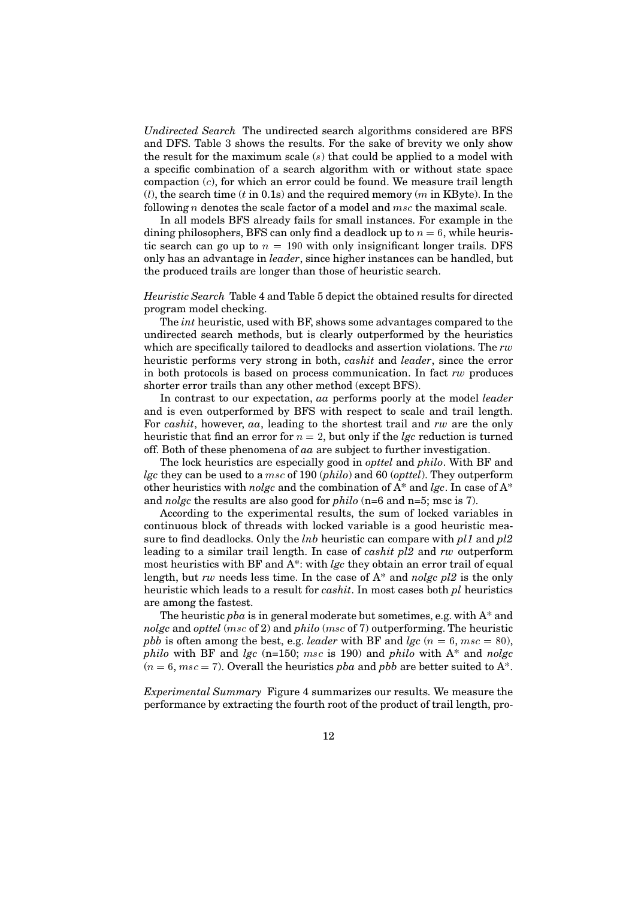*Undirected Search* The undirected search algorithms considered are BFS and DFS. Table 3 shows the results. For the sake of brevity we only show the result for the maximum scale ($s$) that could be applied to a model with a specific combination of a search algorithm with or without state space compaction ($c$), for which an error could be found. We measure trail length ($l$), the search time ($t$ in 0.1s) and the required memory ($m$ in KByte). In the following $n$ denotes the scale factor of a model and $msc$ the maximal scale.

In all models BFS already fails for small instances. For example in the dining philosophers, BFS can only find a deadlock up to $n = 6$, while heuristic search can go up to $n = 190$ with only insignificant longer trails. DFS only has an advantage in *leader*, since higher instances can be handled, but the produced trails are longer than those of heuristic search.

*Heuristic Search* Table 4 and Table 5 depict the obtained results for directed program model checking.

The *int* heuristic, used with BF, shows some advantages compared to the undirected search methods, but is clearly outperformed by the heuristics which are specifically tailored to deadlocks and assertion violations. The *rw* heuristic performs very strong in both, *cashit* and *leader*, since the error in both protocols is based on process communication. In fact *rw* produces shorter error trails than any other method (except BFS).

In contrast to our expectation, *aa* performs poorly at the model *leader* and is even outperformed by BFS with respect to scale and trail length. For *cashit*, however, *aa*, leading to the shortest trail and *rw* are the only heuristic that find an error for $n = 2$, but only if the *lgc* reduction is turned off. Both of these phenomena of *aa* are subject to further investigation.

The lock heuristics are especially good in *opttel* and *philo*. With BF and *lgc* they can be used to a $msc$ of 190 (*philo*) and 60 (*opttel*). They outperform other heuristics with *nolgc* and the combination of A* and *lgc*. In case of A* and *nolgc* the results are also good for *philo* (n=6 and n=5; msc is 7).

According to the experimental results, the sum of locked variables in continuous block of threads with locked variable is a good heuristic measure to find deadlocks. Only the *lnb* heuristic can compare with *pl1* and *pl2* leading to a similar trail length. In case of *cashit pl2* and *rw* outperform most heuristics with BF and A*: with *lgc* they obtain an error trail of equal length, but *rw* needs less time. In the case of A* and *nolgc pl2* is the only heuristic which leads to a result for *cashit*. In most cases both *pl* heuristics are among the fastest.

The heuristic *pba* is in general moderate but sometimes, e.g. with A* and *nolgc* and *opttel* ($msc$ of 2) and *philo* ($msc$ of 7) outperforming. The heuristic *pbb* is often among the best, e.g. *leader* with BF and *lgc* ($n = 6$, $msc = 80$), *philo* with BF and *lgc* (n=150; $msc$ is 190) and *philo* with A* and *nolgc* ($n = 6$, $msc = 7$). Overall the heuristics *pba* and *pbb* are better suited to A*.

*Experimental Summary* Figure 4 summarizes our results. We measure the performance by extracting the fourth root of the product of trail length, pro-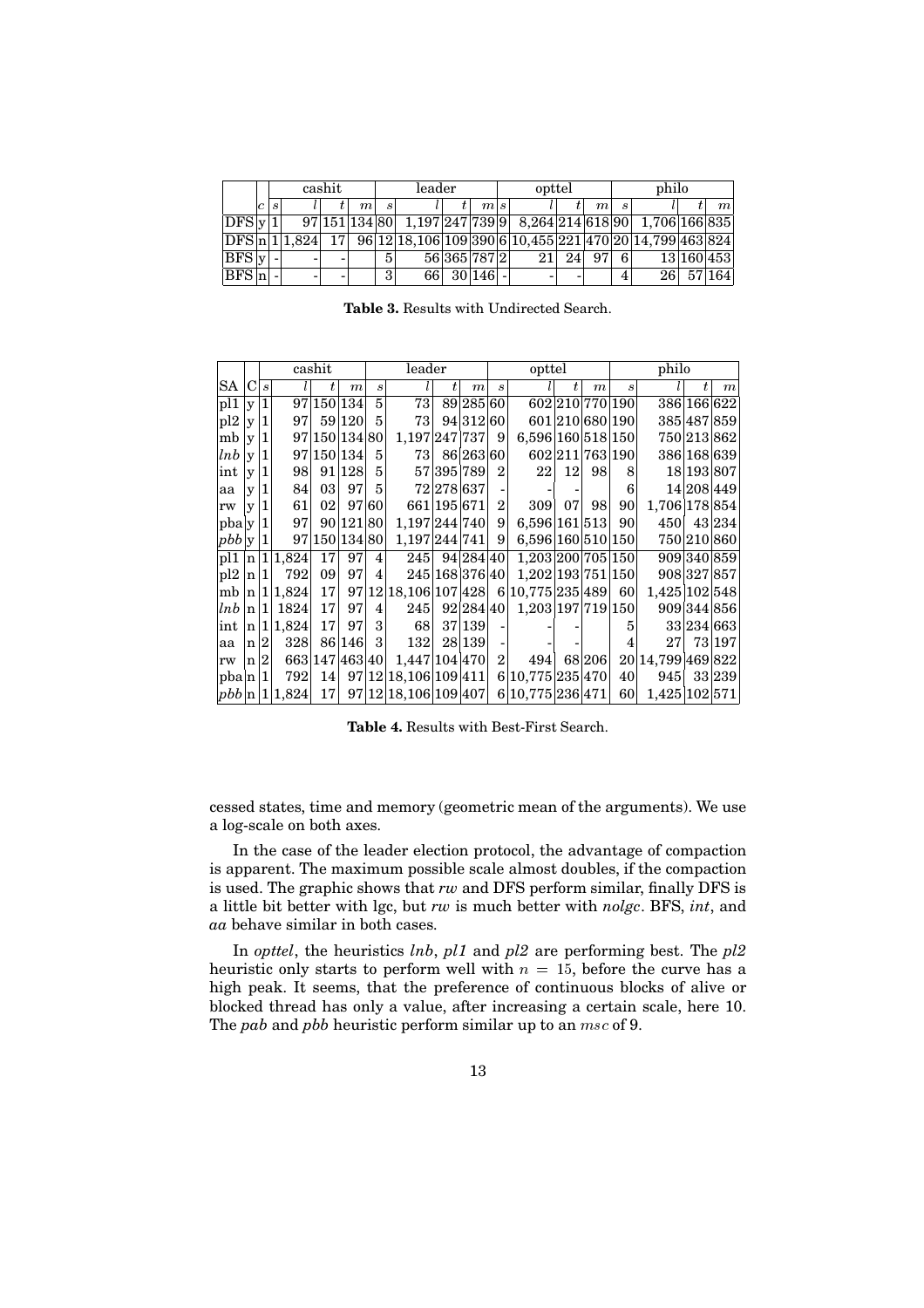|  |  | cashit |  |  |  | leader |  |  |  | opttel |  |  |  | philo |  |  |  |
|---|---|---|---|---|---|---|---|---|---|---|---|---|---|---|---|---|---|
|  | $c$ | $s$ | $l$ | $t$ | $m$ | $s$ | $l$ | $t$ | $m$ | $s$ | $l$ | $t$ | $m$ | $s$ | $l$ | $t$ | $m$ |
| DFS | y | 1 | 97 | 151 | 134 | 80 | 1,197 | 247 | 739 | 9 | 8,264 | 214 | 618 | 90 | 1,706 | 166 | 835 |
| DFS | n | 1 | 1,824 | 17 | 96 | 12 | 18,106 | 109 | 390 | 6 | 10,455 | 221 | 470 | 20 | 14,799 | 463 | 824 |
| BFS | y | - | - | - |  | 5 | 56 | 365 | 787 | 2 | 21 | 24 | 97 | 6 | 13 | 160 | 453 |
| BFS | n | - | - | - |  | 3 | 66 | 30 | 146 | - | - | - |  | 4 | 26 | 57 | 164 |

**Table 3.** Results with Undirected Search.

|  |  | cashit |  |  |  | leader |  |  |  | opttel |  |  |  | philo |  |  |  |
|---|---|---|---|---|---|---|---|---|---|---|---|---|---|---|---|---|---|
| SA | C | $s$ | $l$ | $t$ | $m$ | $s$ | $l$ | $t$ | $m$ | $s$ | $l$ | $t$ | $m$ | $s$ | $l$ | $t$ | $m$ |
| pl1 | y | 1 | 97 | 150 | 134 | 5 | 73 | 89 | 285 | 60 | 602 | 210 | 770 | 190 | 386 | 166 | 622 |
| pl2 | y | 1 | 97 | 59 | 120 | 5 | 73 | 94 | 312 | 60 | 601 | 210 | 680 | 190 | 385 | 487 | 859 |
| mb | y | 1 | 97 | 150 | 134 | 80 | 1,197 | 247 | 737 | 9 | 6,596 | 160 | 518 | 150 | 750 | 213 | 862 |
| *lnb* | y | 1 | 97 | 150 | 134 | 5 | 73 | 86 | 263 | 60 | 602 | 211 | 763 | 190 | 386 | 168 | 639 |
| int | y | 1 | 98 | 91 | 128 | 5 | 57 | 395 | 789 | 2 | 22 | 12 | 98 | 8 | 18 | 193 | 807 |
| aa | y | 1 | 84 | 03 | 97 | 5 | 72 | 278 | 637 | - | - | - |  | 6 | 14 | 208 | 449 |
| rw | y | 1 | 61 | 02 | 97 | 60 | 661 | 195 | 671 | 2 | 309 | 07 | 98 | 90 | 1,706 | 178 | 854 |
| pba | y | 1 | 97 | 90 | 121 | 80 | 1,197 | 244 | 740 | 9 | 6,596 | 161 | 513 | 90 | 450 | 43 | 234 |
| *pbb* | y | 1 | 97 | 150 | 134 | 80 | 1,197 | 244 | 741 | 9 | 6,596 | 160 | 510 | 150 | 750 | 210 | 860 |
| pl1 | n | 1 | 1,824 | 17 | 97 | 4 | 245 | 94 | 284 | 40 | 1,203 | 200 | 705 | 150 | 909 | 340 | 859 |
| pl2 | n | 1 | 792 | 09 | 97 | 4 | 245 | 168 | 376 | 40 | 1,202 | 193 | 751 | 150 | 908 | 327 | 857 |
| mb | n | 1 | 1,824 | 17 | 97 | 12 | 18,106 | 107 | 428 | 6 | 10,775 | 235 | 489 | 60 | 1,425 | 102 | 548 |
| *lnb* | n | 1 | 1824 | 17 | 97 | 4 | 245 | 92 | 284 | 40 | 1,203 | 197 | 719 | 150 | 909 | 344 | 856 |
| int | n | 1 | 1,824 | 17 | 97 | 3 | 68 | 37 | 139 | - | - | - |  | 5 | 33 | 234 | 663 |
| aa | n | 2 | 328 | 86 | 146 | 3 | 132 | 28 | 139 | - | - | - |  | 4 | 27 | 73 | 197 |
| rw | n | 2 | 663 | 147 | 463 | 40 | 1,447 | 104 | 470 | 2 | 494 | 68 | 206 | 20 | 14,799 | 469 | 822 |
| pba | n | 1 | 792 | 14 | 97 | 12 | 18,106 | 109 | 411 | 6 | 10,775 | 235 | 470 | 40 | 945 | 33 | 239 |
| *pbb* | n | 1 | 1,824 | 17 | 97 | 12 | 18,106 | 109 | 407 | 6 | 10,775 | 236 | 471 | 60 | 1,425 | 102 | 571 |

**Table 4.** Results with Best-First Search.

cessed states, time and memory (geometric mean of the arguments). We use a log-scale on both axes.

In the case of the leader election protocol, the advantage of compaction is apparent. The maximum possible scale almost doubles, if the compaction is used. The graphic shows that *rw* and DFS perform similar, finally DFS is a little bit better with lgc, but *rw* is much better with *nolgc*. BFS, *int*, and *aa* behave similar in both cases.

In *opttel*, the heuristics *lnb*, *pl1* and *pl2* are performing best. The *pl2* heuristic only starts to perform well with $n = 15$, before the curve has a high peak. It seems, that the preference of continuous blocks of alive or blocked thread has only a value, after increasing a certain scale, here 10. The *pab* and *pbb* heuristic perform similar up to an $msc$ of 9.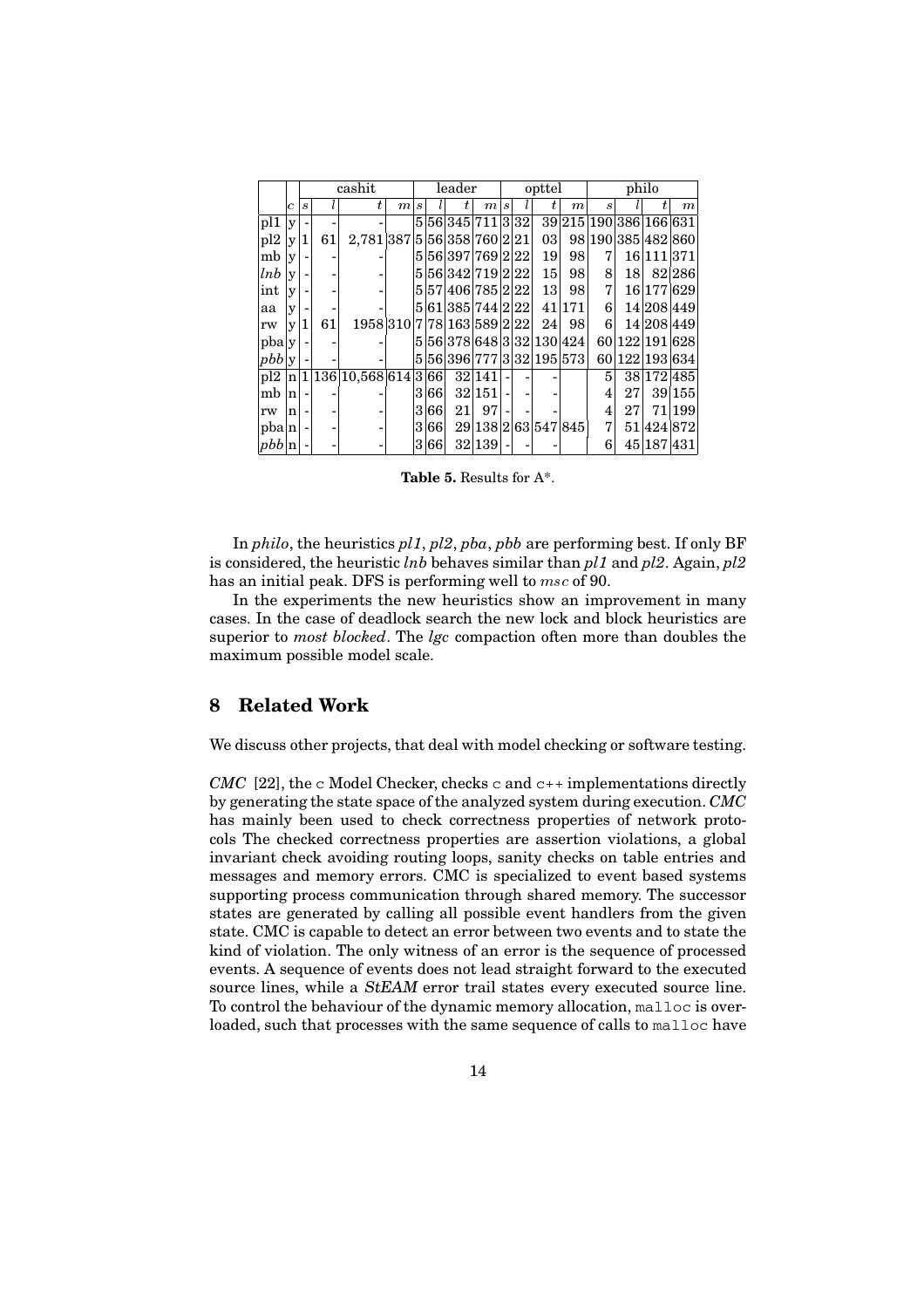| | | cashit | | | | leader | | | | opttel | | | | philo | | | |
|---|---|---|---|---|---|---|---|---|---|---|---|---|---|---|---|---|---|
| | $c$ | $s$ | $l$ | $t$ | $m$ | $s$ | $l$ | $t$ | $m$ | $s$ | $l$ | $t$ | $m$ | $s$ | $l$ | $t$ | $m$ |
| pl1 | y | - | - | - | | 5 | 56 | 345 | 711 | 3 | 32 | 39 | 215 | 190 | 386 | 166 | 631 |
| pl2 | y | 1 | 61 | 2,781 | 387 | 5 | 56 | 358 | 760 | 2 | 21 | 03 | 98 | 190 | 385 | 482 | 860 |
| mb | y | - | - | - | | 5 | 56 | 397 | 769 | 2 | 22 | 19 | 98 | 7 | 16 | 111 | 371 |
| *lnb* | y | - | - | - | | 5 | 56 | 342 | 719 | 2 | 22 | 15 | 98 | 8 | 18 | 82 | 286 |
| int | y | - | - | - | | 5 | 57 | 406 | 785 | 2 | 22 | 13 | 98 | 7 | 16 | 177 | 629 |
| aa | y | - | - | - | | 5 | 61 | 385 | 744 | 2 | 22 | 41 | 171 | 6 | 14 | 208 | 449 |
| rw | y | 1 | 61 | 1958 | 310 | 7 | 78 | 163 | 589 | 2 | 22 | 24 | 98 | 6 | 14 | 208 | 449 |
| pba | y | - | - | - | | 5 | 56 | 378 | 648 | 3 | 32 | 130 | 424 | 60 | 122 | 191 | 628 |
| *pbb* | y | - | - | - | | 5 | 56 | 396 | 777 | 3 | 32 | 195 | 573 | 60 | 122 | 193 | 634 |
| pl2 | n | 1 | 136 | 10,568 | 614 | 3 | 66 | 32 | 141 | - | - | - | | 5 | 38 | 172 | 485 |
| mb | n | - | - | - | | 3 | 66 | 32 | 151 | - | - | - | | 4 | 27 | 39 | 155 |
| rw | n | - | - | - | | 3 | 66 | 21 | 97 | - | - | - | | 4 | 27 | 71 | 199 |
| pba | n | - | - | - | | 3 | 66 | 29 | 138 | 2 | 63 | 547 | 845 | 7 | 51 | 424 | 872 |
| *pbb* | n | - | - | - | | 3 | 66 | 32 | 139 | - | - | - | | 6 | 45 | 187 | 431 |

**Table 5.** Results for A*.

In *philo*, the heuristics *pl1*, *pl2*, *pba*, *pbb* are performing best. If only BF is considered, the heuristic *lnb* behaves similar than *pl1* and *pl2*. Again, *pl2* has an initial peak. DFS is performing well to *msc* of 90.

In the experiments the new heuristics show an improvement in many cases. In the case of deadlock search the new lock and block heuristics are superior to *most blocked*. The *lgc* compaction often more than doubles the maximum possible model scale.

## 8 Related Work

We discuss other projects, that deal with model checking or software testing.

*CMC* [22], the c Model Checker, checks c and c++ implementations directly by generating the state space of the analyzed system during execution. *CMC* has mainly been used to check correctness properties of network protocols The checked correctness properties are assertion violations, a global invariant check avoiding routing loops, sanity checks on table entries and messages and memory errors. CMC is specialized to event based systems supporting process communication through shared memory. The successor states are generated by calling all possible event handlers from the given state. CMC is capable to detect an error between two events and to state the kind of violation. The only witness of an error is the sequence of processed events. A sequence of events does not lead straight forward to the executed source lines, while a *StEAM* error trail states every executed source line. To control the behaviour of the dynamic memory allocation, `malloc` is overloaded, such that processes with the same sequence of calls to `malloc` have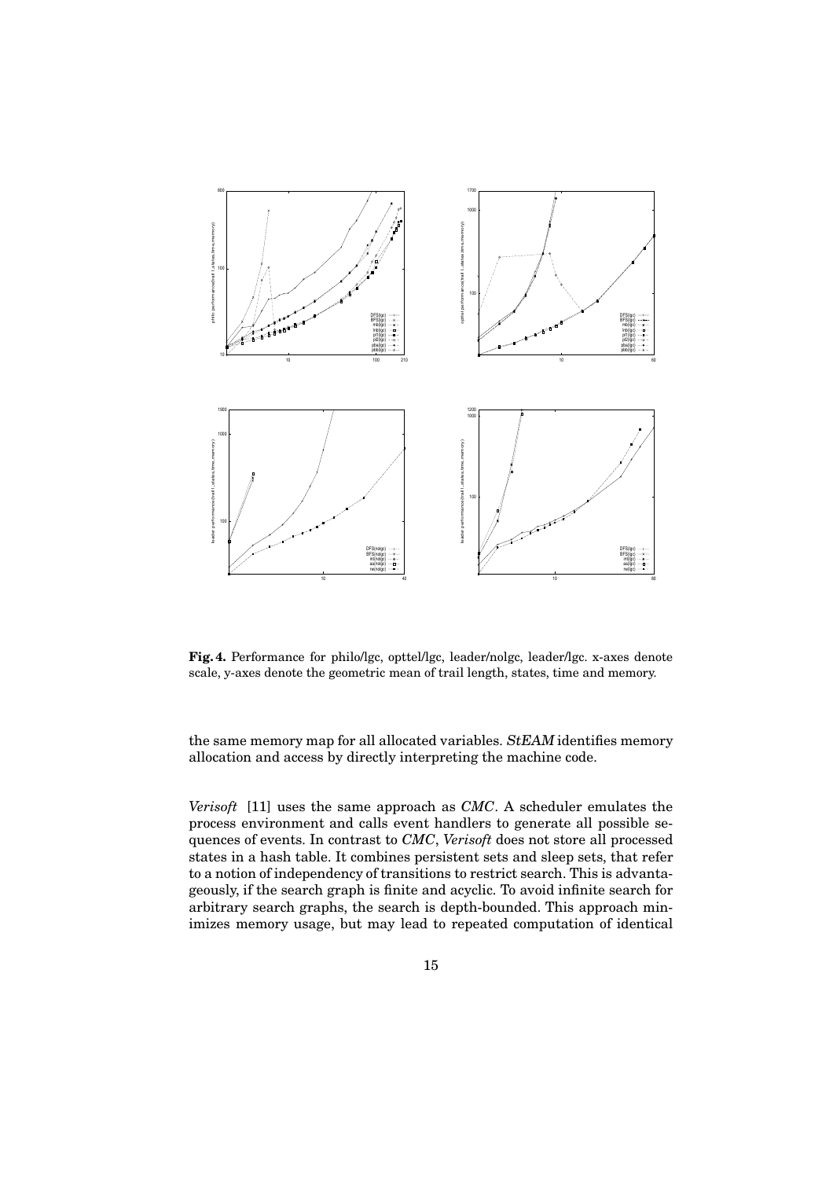**Fig. 4.** Performance for philo/lgc, opttel/lgc, leader/nolgc, leader/lgc. x-axes denote scale, y-axes denote the geometric mean of trail length, states, time and memory.

the same memory map for all allocated variables. *StEAM* identifies memory allocation and access by directly interpreting the machine code.

*Verisoft* [11] uses the same approach as *CMC*. A scheduler emulates the process environment and calls event handlers to generate all possible sequences of events. In contrast to *CMC*, *Verisoft* does not store all processed states in a hash table. It combines persistent sets and sleep sets, that refer to a notion of independency of transitions to restrict search. This is advantageously, if the search graph is finite and acyclic. To avoid infinite search for arbitrary search graphs, the search is depth-bounded. This approach minimizes memory usage, but may lead to repeated computation of identical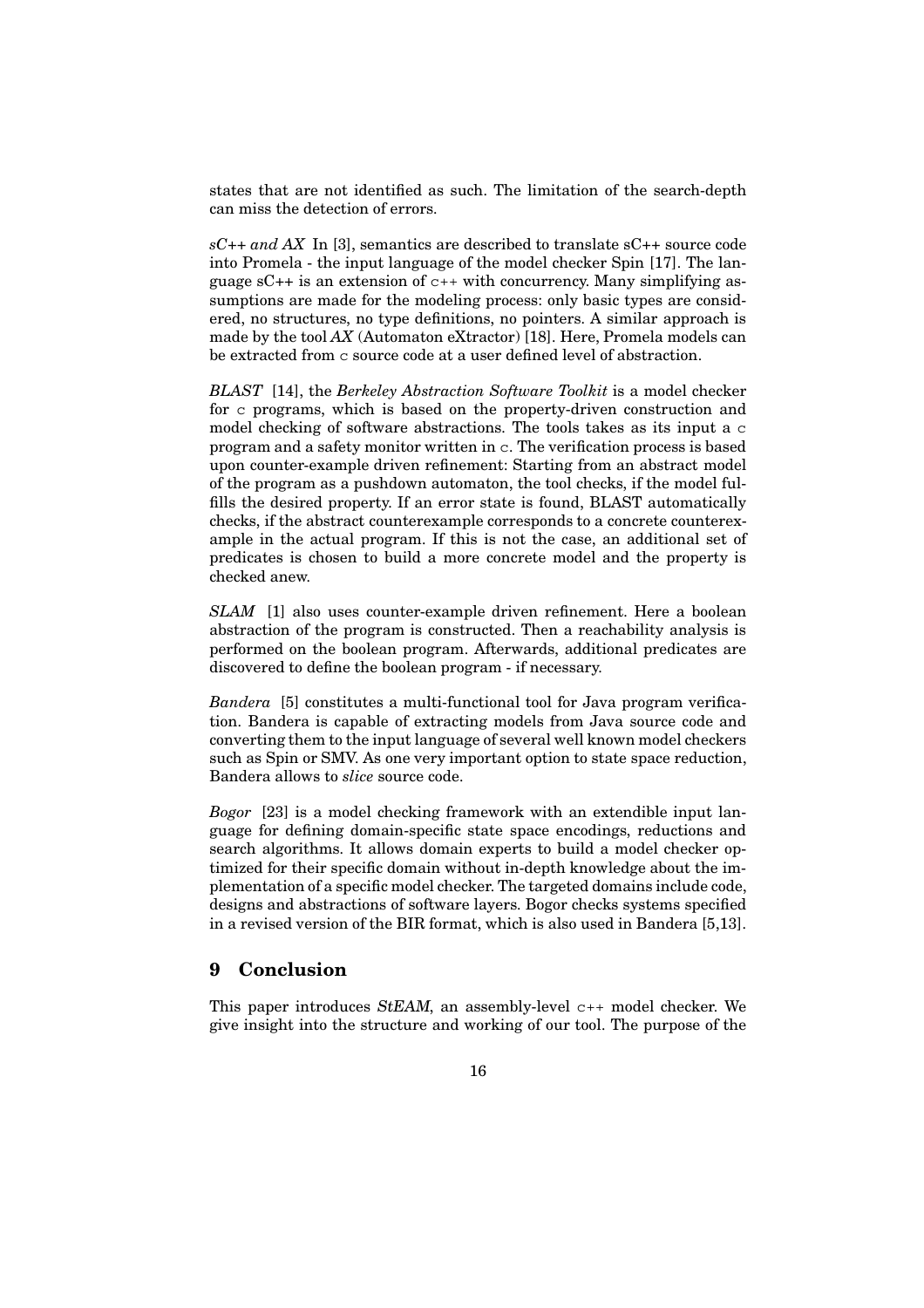states that are not identified as such. The limitation of the search-depth can miss the detection of errors.

*sC++ and AX* In [3], semantics are described to translate sC++ source code into Promela - the input language of the model checker Spin [17]. The language sC++ is an extension of C++ with concurrency. Many simplifying assumptions are made for the modeling process: only basic types are considered, no structures, no type definitions, no pointers. A similar approach is made by the tool *AX* (Automaton eXtractor) [18]. Here, Promela models can be extracted from C source code at a user defined level of abstraction.

*BLAST* [14], the *Berkeley Abstraction Software Toolkit* is a model checker for C programs, which is based on the property-driven construction and model checking of software abstractions. The tools takes as its input a C program and a safety monitor written in C. The verification process is based upon counter-example driven refinement: Starting from an abstract model of the program as a pushdown automaton, the tool checks, if the model fulfills the desired property. If an error state is found, BLAST automatically checks, if the abstract counterexample corresponds to a concrete counterexample in the actual program. If this is not the case, an additional set of predicates is chosen to build a more concrete model and the property is checked anew.

*SLAM* [1] also uses counter-example driven refinement. Here a boolean abstraction of the program is constructed. Then a reachability analysis is performed on the boolean program. Afterwards, additional predicates are discovered to define the boolean program - if necessary.

*Bandera* [5] constitutes a multi-functional tool for Java program verification. Bandera is capable of extracting models from Java source code and converting them to the input language of several well known model checkers such as Spin or SMV. As one very important option to state space reduction, Bandera allows to *slice* source code.

*Bogor* [23] is a model checking framework with an extendible input language for defining domain-specific state space encodings, reductions and search algorithms. It allows domain experts to build a model checker optimized for their specific domain without in-depth knowledge about the implementation of a specific model checker. The targeted domains include code, designs and abstractions of software layers. Bogor checks systems specified in a revised version of the BIR format, which is also used in Bandera [5,13].

## 9 Conclusion

This paper introduces *StEAM*, an assembly-level C++ model checker. We give insight into the structure and working of our tool. The purpose of the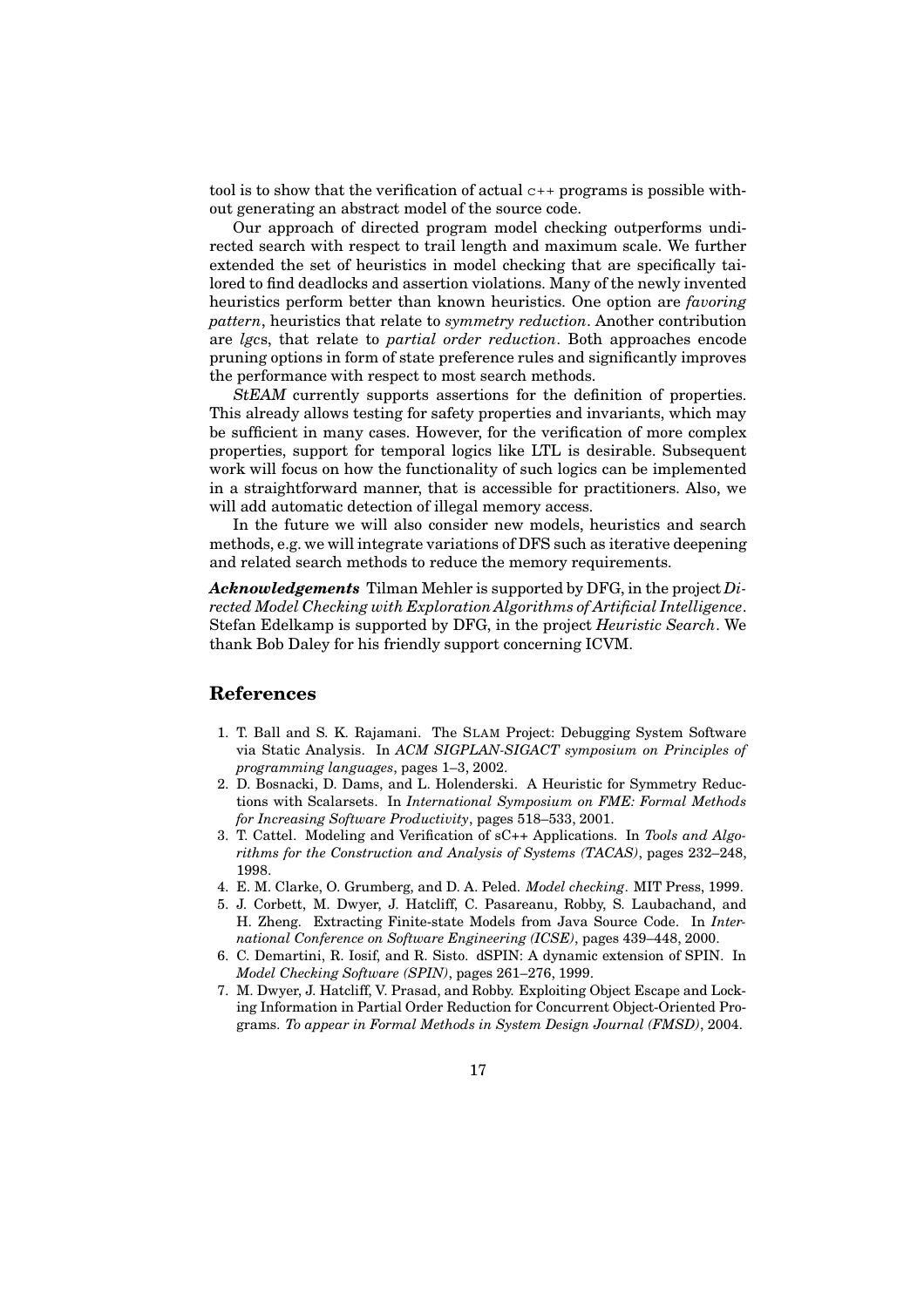tool is to show that the verification of actual C++ programs is possible without generating an abstract model of the source code.

Our approach of directed program model checking outperforms undirected search with respect to trail length and maximum scale. We further extended the set of heuristics in model checking that are specifically tailored to find deadlocks and assertion violations. Many of the newly invented heuristics perform better than known heuristics. One option are *favoring pattern*, heuristics that relate to *symmetry reduction*. Another contribution are *lgc*s, that relate to *partial order reduction*. Both approaches encode pruning options in form of state preference rules and significantly improves the performance with respect to most search methods.

*StEAM* currently supports assertions for the definition of properties. This already allows testing for safety properties and invariants, which may be sufficient in many cases. However, for the verification of more complex properties, support for temporal logics like LTL is desirable. Subsequent work will focus on how the functionality of such logics can be implemented in a straightforward manner, that is accessible for practitioners. Also, we will add automatic detection of illegal memory access.

In the future we will also consider new models, heuristics and search methods, e.g. we will integrate variations of DFS such as iterative deepening and related search methods to reduce the memory requirements.

***Acknowledgements*** Tilman Mehler is supported by DFG, in the project *Directed Model Checking with Exploration Algorithms of Artificial Intelligence*. Stefan Edelkamp is supported by DFG, in the project *Heuristic Search*. We thank Bob Daley for his friendly support concerning ICVM.

## References

1. T. Ball and S. K. Rajamani. The SLAM Project: Debugging System Software via Static Analysis. In *ACM SIGPLAN-SIGACT symposium on Principles of programming languages*, pages 1–3, 2002.
2. D. Bosnacki, D. Dams, and L. Holenderski. A Heuristic for Symmetry Reductions with Scalarsets. In *International Symposium on FME: Formal Methods for Increasing Software Productivity*, pages 518–533, 2001.
3. T. Cattel. Modeling and Verification of sC++ Applications. In *Tools and Algorithms for the Construction and Analysis of Systems (TACAS)*, pages 232–248, 1998.
4. E. M. Clarke, O. Grumberg, and D. A. Peled. *Model checking*. MIT Press, 1999.
5. J. Corbett, M. Dwyer, J. Hatcliff, C. Pasareanu, Robby, S. Laubachand, and H. Zheng. Extracting Finite-state Models from Java Source Code. In *International Conference on Software Engineering (ICSE)*, pages 439–448, 2000.
6. C. Demartini, R. Iosif, and R. Sisto. dSPIN: A dynamic extension of SPIN. In *Model Checking Software (SPIN)*, pages 261–276, 1999.
7. M. Dwyer, J. Hatcliff, V. Prasad, and Robby. Exploiting Object Escape and Locking Information in Partial Order Reduction for Concurrent Object-Oriented Programs. *To appear in Formal Methods in System Design Journal (FMSD)*, 2004.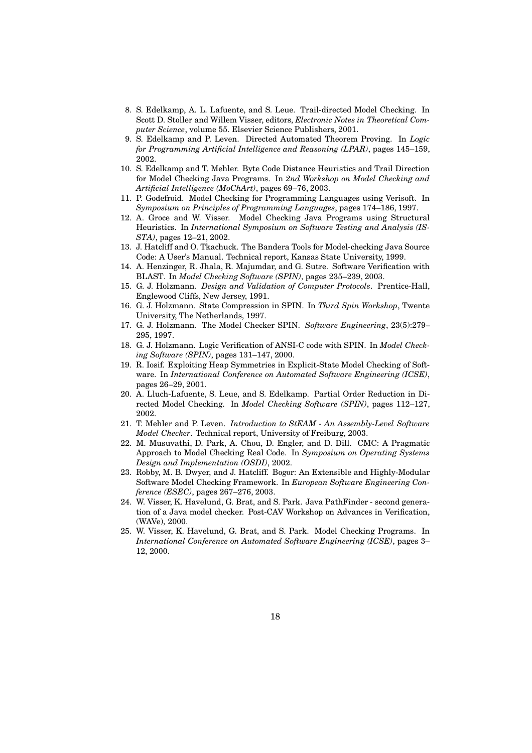8. S. Edelkamp, A. L. Lafuente, and S. Leue. Trail-directed Model Checking. In Scott D. Stoller and Willem Visser, editors, *Electronic Notes in Theoretical Computer Science*, volume 55. Elsevier Science Publishers, 2001.
9. S. Edelkamp and P. Leven. Directed Automated Theorem Proving. In *Logic for Programming Artificial Intelligence and Reasoning (LPAR)*, pages 145–159, 2002.
10. S. Edelkamp and T. Mehler. Byte Code Distance Heuristics and Trail Direction for Model Checking Java Programs. In *2nd Workshop on Model Checking and Artificial Intelligence (MoChArt)*, pages 69–76, 2003.
11. P. Godefroid. Model Checking for Programming Languages using Verisoft. In *Symposium on Principles of Programming Languages*, pages 174–186, 1997.
12. A. Groce and W. Visser. Model Checking Java Programs using Structural Heuristics. In *International Symposium on Software Testing and Analysis (ISSTA)*, pages 12–21, 2002.
13. J. Hatcliff and O. Tkachuck. The Bandera Tools for Model-checking Java Source Code: A User's Manual. Technical report, Kansas State University, 1999.
14. A. Henzinger, R. Jhala, R. Majumdar, and G. Sutre. Software Verification with BLAST. In *Model Checking Software (SPIN)*, pages 235–239, 2003.
15. G. J. Holzmann. *Design and Validation of Computer Protocols*. Prentice-Hall, Englewood Cliffs, New Jersey, 1991.
16. G. J. Holzmann. State Compression in SPIN. In *Third Spin Workshop*, Twente University, The Netherlands, 1997.
17. G. J. Holzmann. The Model Checker SPIN. *Software Engineering*, 23(5):279–295, 1997.
18. G. J. Holzmann. Logic Verification of ANSI-C code with SPIN. In *Model Checking Software (SPIN)*, pages 131–147, 2000.
19. R. Iosif. Exploiting Heap Symmetries in Explicit-State Model Checking of Software. In *International Conference on Automated Software Engineering (ICSE)*, pages 26–29, 2001.
20. A. Lluch-Lafuente, S. Leue, and S. Edelkamp. Partial Order Reduction in Directed Model Checking. In *Model Checking Software (SPIN)*, pages 112–127, 2002.
21. T. Mehler and P. Leven. *Introduction to StEAM - An Assembly-Level Software Model Checker*. Technical report, University of Freiburg, 2003.
22. M. Musuvathi, D. Park, A. Chou, D. Engler, and D. Dill. CMC: A Pragmatic Approach to Model Checking Real Code. In *Symposium on Operating Systems Design and Implementation (OSDI)*, 2002.
23. Robby, M. B. Dwyer, and J. Hatcliff. Bogor: An Extensible and Highly-Modular Software Model Checking Framework. In *European Software Engineering Conference (ESEC)*, pages 267–276, 2003.
24. W. Visser, K. Havelund, G. Brat, and S. Park. Java PathFinder - second generation of a Java model checker. Post-CAV Workshop on Advances in Verification, (WAVe), 2000.
25. W. Visser, K. Havelund, G. Brat, and S. Park. Model Checking Programs. In *International Conference on Automated Software Engineering (ICSE)*, pages 3–12, 2000.